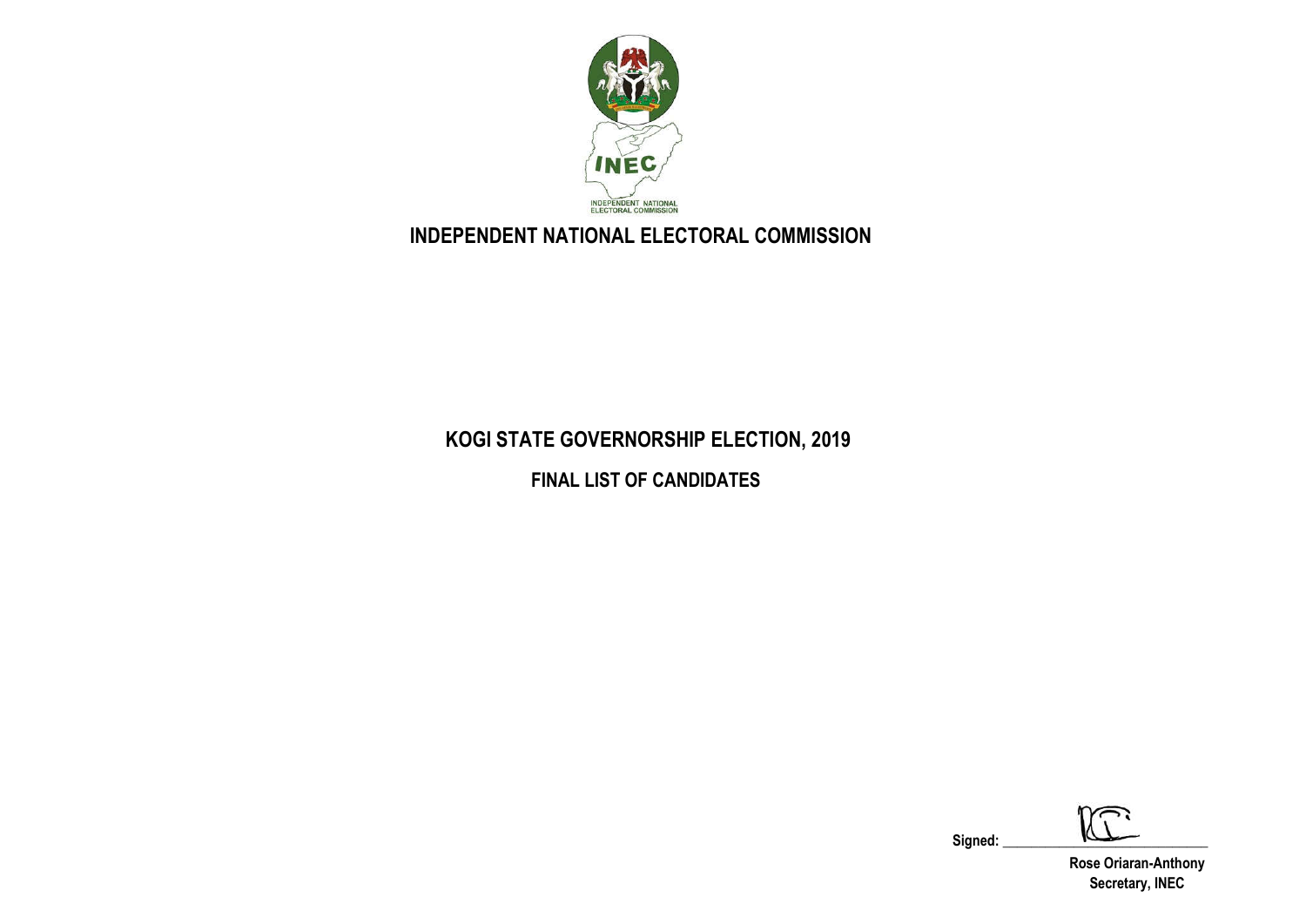# INDEPENDENT NATIONAL ELECTORAL COMMISSION

## KOGI STATE GOVERNORSHIP ELECTION, 2019

### FINAL LIST OF CANDIDATES

Signed: \_\_\_\_\_\_\_\_\_\_\_\_\_\_\_\_\_\_\_\_\_\_\_\_\_\_\_\_

**Rose Oriaran-Anthony**
**Secretary, INEC**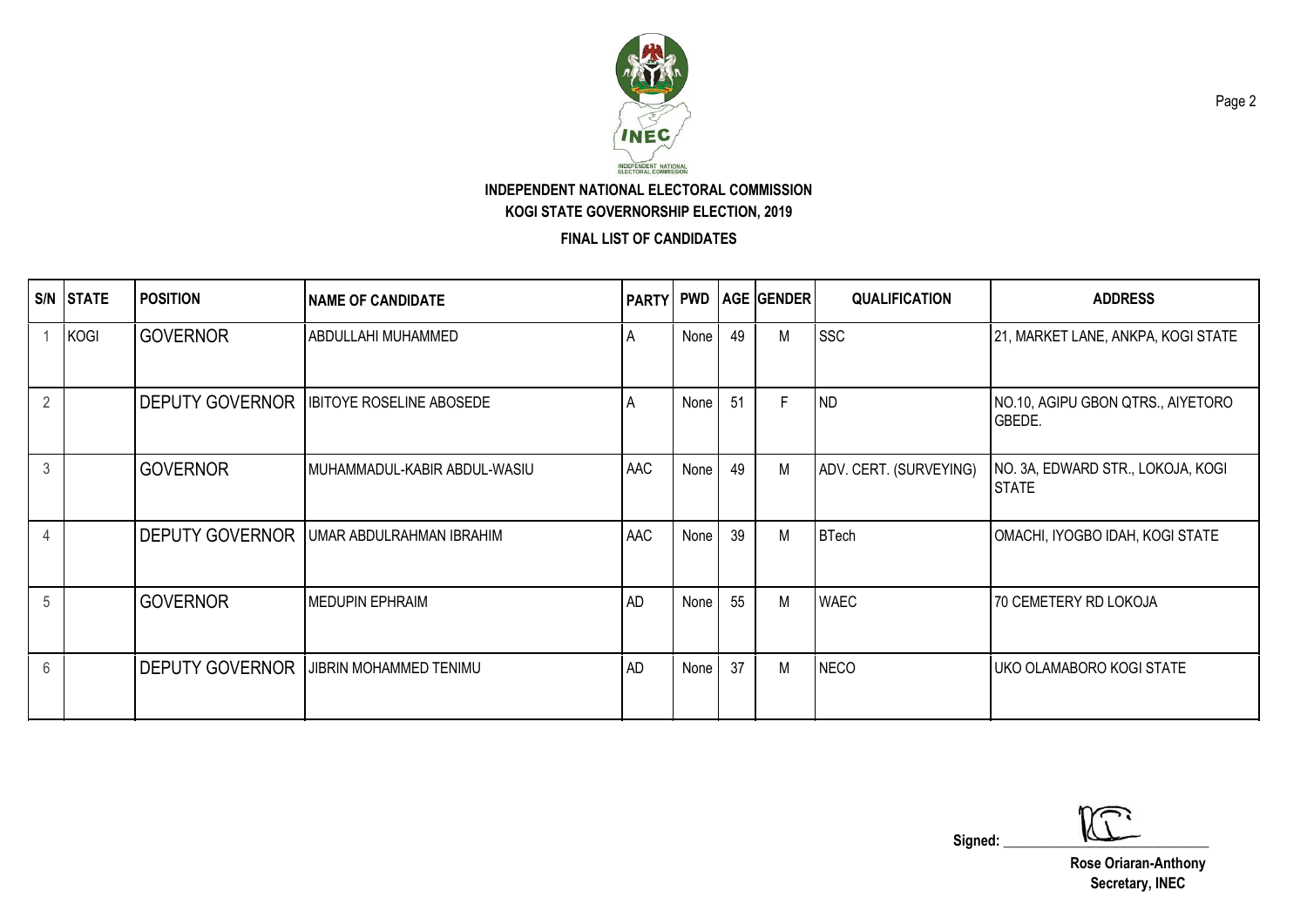**INDEPENDENT NATIONAL ELECTORAL COMMISSION**

**KOGI STATE GOVERNORSHIP ELECTION, 2019**

**FINAL LIST OF CANDIDATES**

| S/N | STATE | POSITION | NAME OF CANDIDATE | PARTY | PWD | AGE | GENDER | QUALIFICATION | ADDRESS |
|---|---|---|---|---|---|---|---|---|---|
| 1 | KOGI | GOVERNOR | ABDULLAHI MUHAMMED | A | None | 49 | M | SSC | 21, MARKET LANE, ANKPA, KOGI STATE |
| 2 | | DEPUTY GOVERNOR | IBITOYE ROSELINE ABOSEDE | A | None | 51 | F | ND | NO.10, AGIPU GBON QTRS., AIYETORO GBEDE. |
| 3 | | GOVERNOR | MUHAMMADUL-KABIR ABDUL-WASIU | AAC | None | 49 | M | ADV. CERT. (SURVEYING) | NO. 3A, EDWARD STR., LOKOJA, KOGI STATE |
| 4 | | DEPUTY GOVERNOR | UMAR ABDULRAHMAN IBRAHIM | AAC | None | 39 | M | BTech | OMACHI, IYOGBO IDAH, KOGI STATE |
| 5 | | GOVERNOR | MEDUPIN EPHRAIM | AD | None | 55 | M | WAEC | 70 CEMETERY RD LOKOJA |
| 6 | | DEPUTY GOVERNOR | JIBRIN MOHAMMED TENIMU | AD | None | 37 | M | NECO | UKO OLAMABORO KOGI STATE |

Signed: ______________________

**Rose Oriaran-Anthony**
**Secretary, INEC**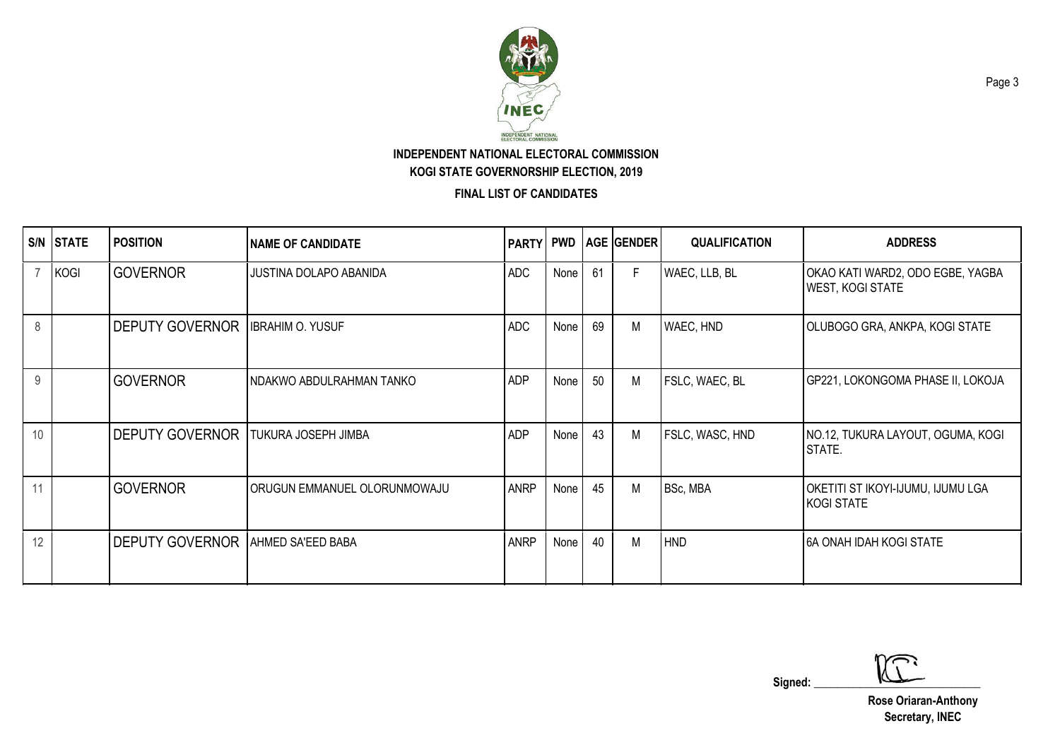**INDEPENDENT NATIONAL ELECTORAL COMMISSION**

**KOGI STATE GOVERNORSHIP ELECTION, 2019**

**FINAL LIST OF CANDIDATES**

| S/N | STATE | POSITION | NAME OF CANDIDATE | PARTY | PWD | AGE | GENDER | QUALIFICATION | ADDRESS |
|---|---|---|---|---|---|---|---|---|---|
| 7 | KOGI | GOVERNOR | JUSTINA DOLAPO ABANIDA | ADC | None | 61 | F | WAEC, LLB, BL | OKAO KATI WARD2, ODO EGBE, YAGBA WEST, KOGI STATE |
| 8 | | DEPUTY GOVERNOR | IBRAHIM O. YUSUF | ADC | None | 69 | M | WAEC, HND | OLUBOGO GRA, ANKPA, KOGI STATE |
| 9 | | GOVERNOR | NDAKWO ABDULRAHMAN TANKO | ADP | None | 50 | M | FSLC, WAEC, BL | GP221, LOKONGOMA PHASE II, LOKOJA |
| 10 | | DEPUTY GOVERNOR | TUKURA JOSEPH JIMBA | ADP | None | 43 | M | FSLC, WASC, HND | NO.12, TUKURA LAYOUT, OGUMA, KOGI STATE. |
| 11 | | GOVERNOR | ORUGUN EMMANUEL OLORUNMOWAJU | ANRP | None | 45 | M | BSc, MBA | OKETITI ST IKOYI-IJUMU, IJUMU LGA KOGI STATE |
| 12 | | DEPUTY GOVERNOR | AHMED SA'EED BABA | ANRP | None | 40 | M | HND | 6A ONAH IDAH KOGI STATE |

Signed: ______________________

**Rose Oriaran-Anthony**
**Secretary, INEC**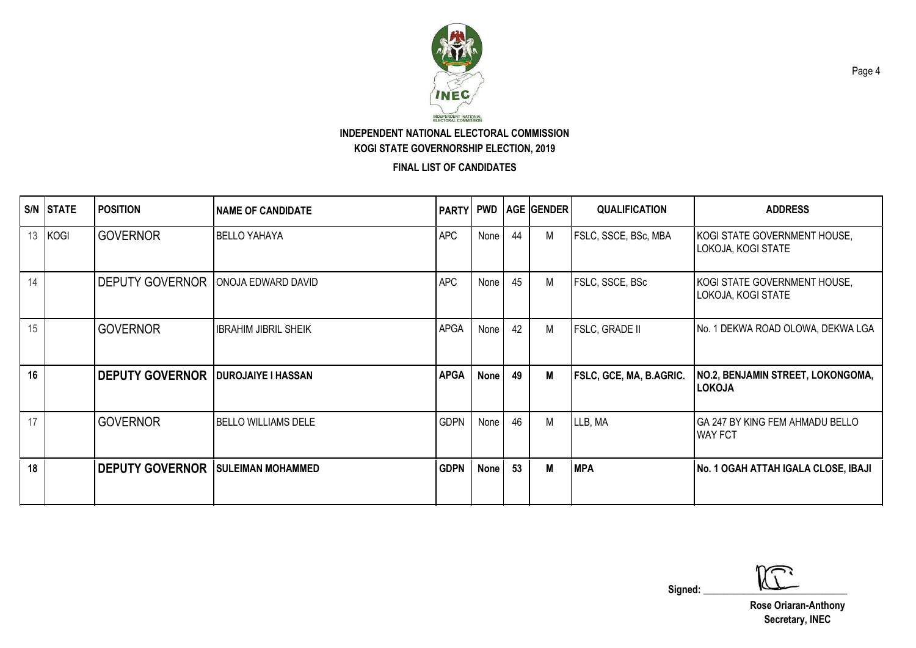**INDEPENDENT NATIONAL ELECTORAL COMMISSION**

**KOGI STATE GOVERNORSHIP ELECTION, 2019**

**FINAL LIST OF CANDIDATES**

| S/N | STATE | POSITION | NAME OF CANDIDATE | PARTY | PWD | AGE | GENDER | QUALIFICATION | ADDRESS |
|---|---|---|---|---|---|---|---|---|---|
| 13 | KOGI | GOVERNOR | BELLO YAHAYA | APC | None | 44 | M | FSLC, SSCE, BSc, MBA | KOGI STATE GOVERNMENT HOUSE, LOKOJA, KOGI STATE |
| 14 | | DEPUTY GOVERNOR | ONOJA EDWARD DAVID | APC | None | 45 | M | FSLC, SSCE, BSc | KOGI STATE GOVERNMENT HOUSE, LOKOJA, KOGI STATE |
| 15 | | GOVERNOR | IBRAHIM JIBRIL SHEIK | APGA | None | 42 | M | FSLC, GRADE II | No. 1 DEKWA ROAD OLOWA, DEKWA LGA |
| **16** | | **DEPUTY GOVERNOR** | **DUROJAIYE I HASSAN** | **APGA** | **None** | **49** | **M** | **FSLC, GCE, MA, B.AGRIC.** | **NO.2, BENJAMIN STREET, LOKONGOMA, LOKOJA** |
| 17 | | GOVERNOR | BELLO WILLIAMS DELE | GDPN | None | 46 | M | LLB, MA | GA 247 BY KING FEM AHMADU BELLO WAY FCT |
| **18** | | **DEPUTY GOVERNOR** | **SULEIMAN MOHAMMED** | **GDPN** | **None** | **53** | **M** | **MPA** | **No. 1 OGAH ATTAH IGALA CLOSE, IBAJI** |

Signed: ____________________

**Rose Oriaran-Anthony**
**Secretary, INEC**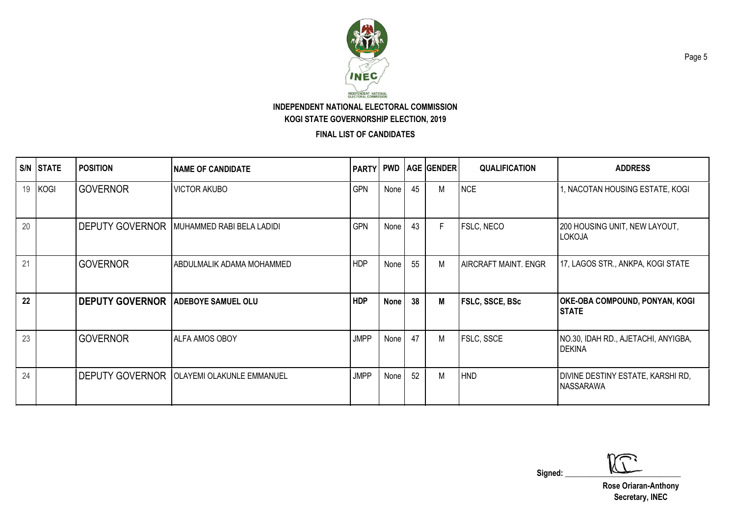**INDEPENDENT NATIONAL ELECTORAL COMMISSION**

**KOGI STATE GOVERNORSHIP ELECTION, 2019**

**FINAL LIST OF CANDIDATES**

| S/N | STATE | POSITION | NAME OF CANDIDATE | PARTY | PWD | AGE | GENDER | QUALIFICATION | ADDRESS |
|---|---|---|---|---|---|---|---|---|---|
| 19 | KOGI | GOVERNOR | VICTOR AKUBO | GPN | None | 45 | M | NCE | 1, NACOTAN HOUSING ESTATE, KOGI |
| 20 | | DEPUTY GOVERNOR | MUHAMMED RABI BELA LADIDI | GPN | None | 43 | F | FSLC, NECO | 200 HOUSING UNIT, NEW LAYOUT, LOKOJA |
| 21 | | GOVERNOR | ABDULMALIK ADAMA MOHAMMED | HDP | None | 55 | M | AIRCRAFT MAINT. ENGR | 17, LAGOS STR., ANKPA, KOGI STATE |
| **22** | | **DEPUTY GOVERNOR** | **ADEBOYE SAMUEL OLU** | **HDP** | **None** | **38** | **M** | **FSLC, SSCE, BSc** | **OKE-OBA COMPOUND, PONYAN, KOGI STATE** |
| 23 | | GOVERNOR | ALFA AMOS OBOY | JMPP | None | 47 | M | FSLC, SSCE | NO.30, IDAH RD., AJETACHI, ANYIGBA, DEKINA |
| 24 | | DEPUTY GOVERNOR | OLAYEMI OLAKUNLE EMMANUEL | JMPP | None | 52 | M | HND | DIVINE DESTINY ESTATE, KARSHI RD, NASSARAWA |

Signed: ______________________

**Rose Oriaran-Anthony**
**Secretary, INEC**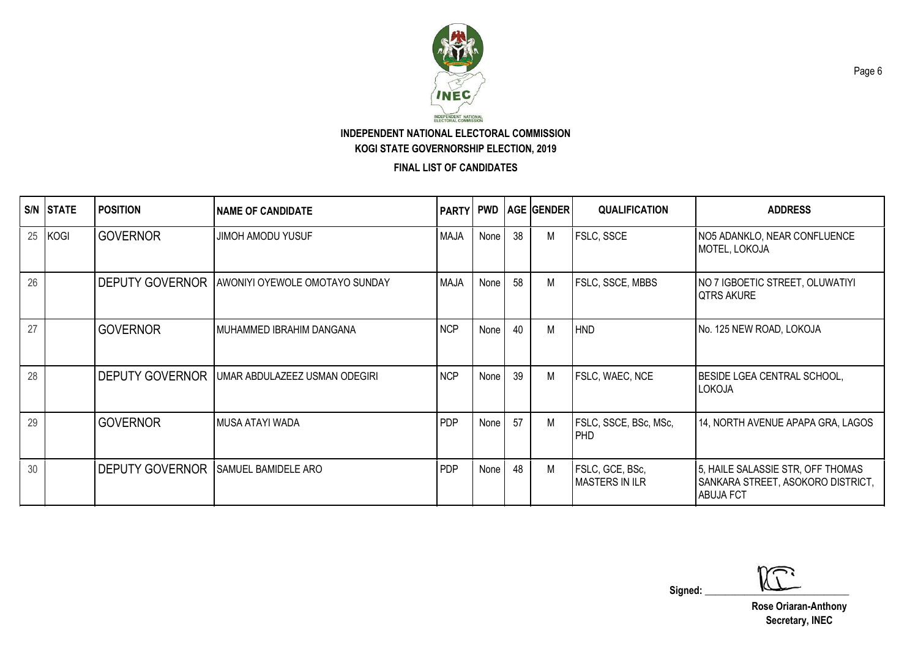**INDEPENDENT NATIONAL ELECTORAL COMMISSION**
**KOGI STATE GOVERNORSHIP ELECTION, 2019**
**FINAL LIST OF CANDIDATES**

| S/N | STATE | POSITION | NAME OF CANDIDATE | PARTY | PWD | AGE | GENDER | QUALIFICATION | ADDRESS |
|---|---|---|---|---|---|---|---|---|---|
| 25 | KOGI | GOVERNOR | JIMOH AMODU YUSUF | MAJA | None | 38 | M | FSLC, SSCE | NO5 ADANKLO, NEAR CONFLUENCE MOTEL, LOKOJA |
| 26 | | DEPUTY GOVERNOR | AWONIYI OYEWOLE OMOTAYO SUNDAY | MAJA | None | 58 | M | FSLC, SSCE, MBBS | NO 7 IGBOETIC STREET, OLUWATIYI QTRS AKURE |
| 27 | | GOVERNOR | MUHAMMED IBRAHIM DANGANA | NCP | None | 40 | M | HND | No. 125 NEW ROAD, LOKOJA |
| 28 | | DEPUTY GOVERNOR | UMAR ABDULAZEEZ USMAN ODEGIRI | NCP | None | 39 | M | FSLC, WAEC, NCE | BESIDE LGEA CENTRAL SCHOOL, LOKOJA |
| 29 | | GOVERNOR | MUSA ATAYI WADA | PDP | None | 57 | M | FSLC, SSCE, BSc, MSc, PHD | 14, NORTH AVENUE APAPA GRA, LAGOS |
| 30 | | DEPUTY GOVERNOR | SAMUEL BAMIDELE ARO | PDP | None | 48 | M | FSLC, GCE, BSc, MASTERS IN ILR | 5, HAILE SALASSIE STR, OFF THOMAS SANKARA STREET, ASOKORO DISTRICT, ABUJA FCT |

Signed: ____________________

**Rose Oriaran-Anthony**
**Secretary, INEC**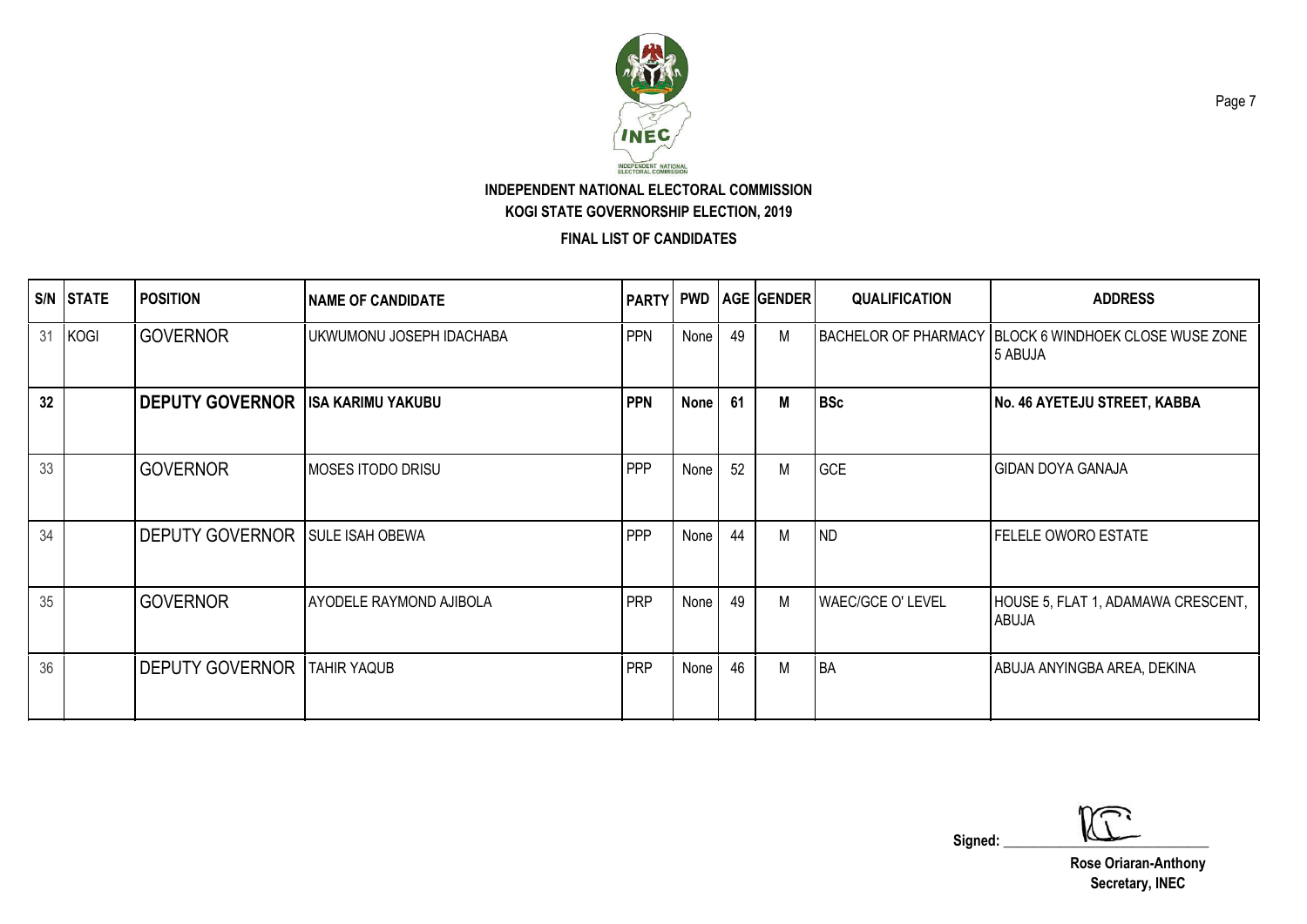**INDEPENDENT NATIONAL ELECTORAL COMMISSION**

**KOGI STATE GOVERNORSHIP ELECTION, 2019**

**FINAL LIST OF CANDIDATES**

| S/N | STATE | POSITION | NAME OF CANDIDATE | PARTY | PWD | AGE | GENDER | QUALIFICATION | ADDRESS |
|---|---|---|---|---|---|---|---|---|---|
| 31 | KOGI | GOVERNOR | UKWUMONU JOSEPH IDACHABA | PPN | None | 49 | M | BACHELOR OF PHARMACY | BLOCK 6 WINDHOEK CLOSE WUSE ZONE 5 ABUJA |
| **32** | | **DEPUTY GOVERNOR** | **ISA KARIMU YAKUBU** | **PPN** | **None** | **61** | **M** | **BSc** | **No. 46 AYETEJU STREET, KABBA** |
| 33 | | GOVERNOR | MOSES ITODO DRISU | PPP | None | 52 | M | GCE | GIDAN DOYA GANAJA |
| 34 | | DEPUTY GOVERNOR | SULE ISAH OBEWA | PPP | None | 44 | M | ND | FELELE OWORO ESTATE |
| 35 | | GOVERNOR | AYODELE RAYMOND AJIBOLA | PRP | None | 49 | M | WAEC/GCE O' LEVEL | HOUSE 5, FLAT 1, ADAMAWA CRESCENT, ABUJA |
| 36 | | DEPUTY GOVERNOR | TAHIR YAQUB | PRP | None | 46 | M | BA | ABUJA ANYINGBA AREA, DEKINA |

Signed: \_\_\_\_\_\_\_\_\_\_\_\_\_\_\_\_\_\_\_\_

**Rose Oriaran-Anthony**
**Secretary, INEC**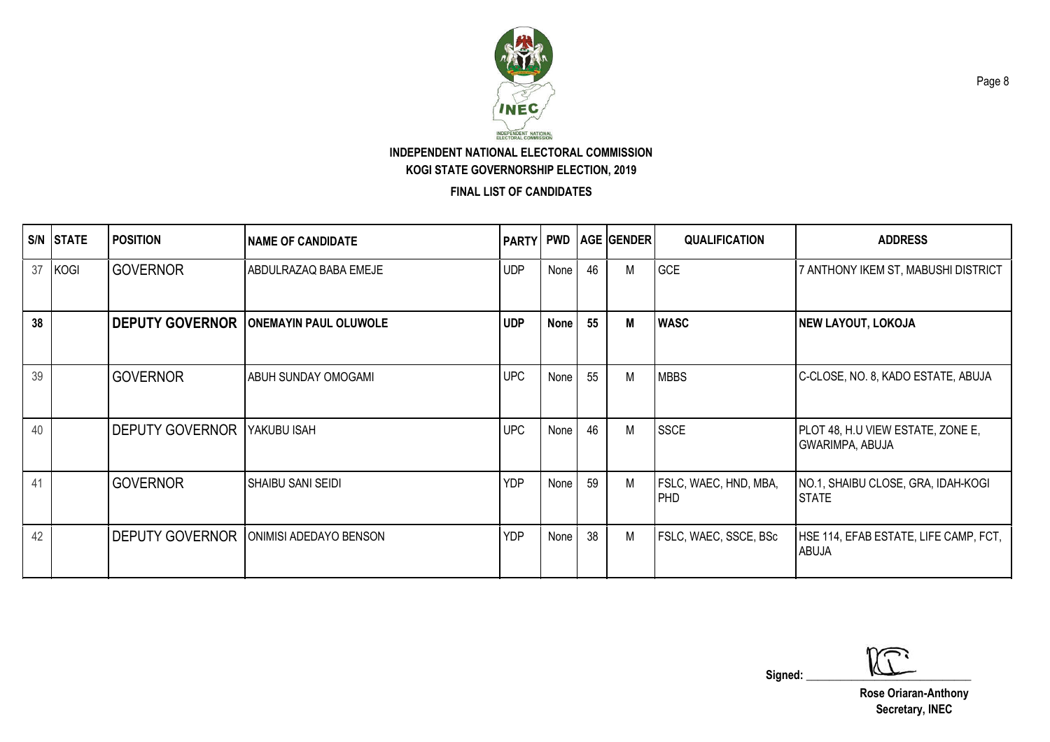**INDEPENDENT NATIONAL ELECTORAL COMMISSION**

**KOGI STATE GOVERNORSHIP ELECTION, 2019**

**FINAL LIST OF CANDIDATES**

| S/N | STATE | POSITION | NAME OF CANDIDATE | PARTY | PWD | AGE | GENDER | QUALIFICATION | ADDRESS |
|---|---|---|---|---|---|---|---|---|---|
| 37 | KOGI | GOVERNOR | ABDULRAZAQ BABA EMEJE | UDP | None | 46 | M | GCE | 7 ANTHONY IKEM ST, MABUSHI DISTRICT |
| **38** | | **DEPUTY GOVERNOR** | **ONEMAYIN PAUL OLUWOLE** | **UDP** | **None** | **55** | **M** | **WASC** | **NEW LAYOUT, LOKOJA** |
| 39 | | GOVERNOR | ABUH SUNDAY OMOGAMI | UPC | None | 55 | M | MBBS | C-CLOSE, NO. 8, KADO ESTATE, ABUJA |
| 40 | | DEPUTY GOVERNOR | YAKUBU ISAH | UPC | None | 46 | M | SSCE | PLOT 48, H.U VIEW ESTATE, ZONE E, GWARIMPA, ABUJA |
| 41 | | GOVERNOR | SHAIBU SANI SEIDI | YDP | None | 59 | M | FSLC, WAEC, HND, MBA, PHD | NO.1, SHAIBU CLOSE, GRA, IDAH-KOGI STATE |
| 42 | | DEPUTY GOVERNOR | ONIMISI ADEDAYO BENSON | YDP | None | 38 | M | FSLC, WAEC, SSCE, BSc | HSE 114, EFAB ESTATE, LIFE CAMP, FCT, ABUJA |

Signed: ______________________________

**Rose Oriaran-Anthony**
**Secretary, INEC**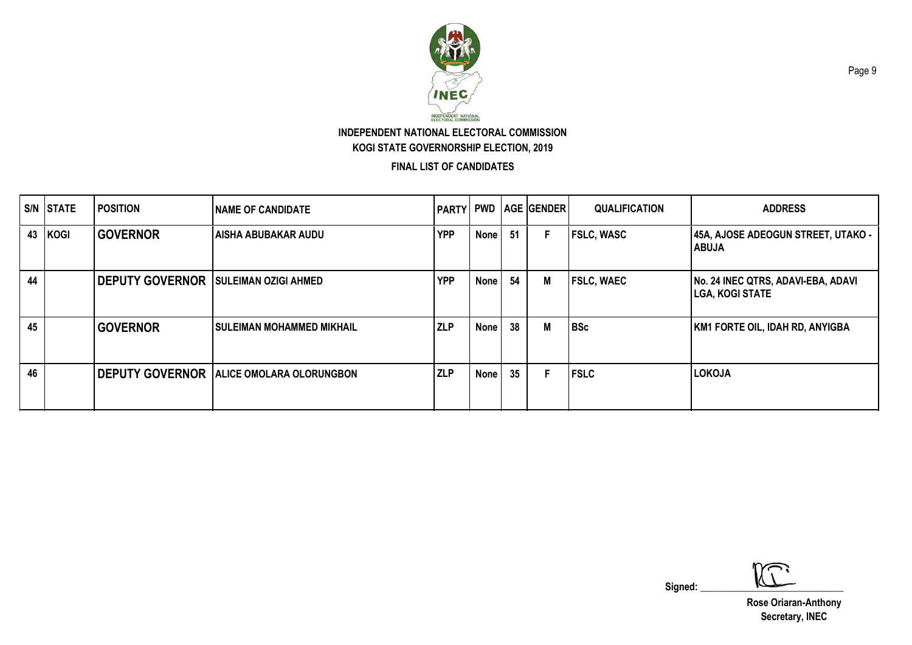**INDEPENDENT NATIONAL ELECTORAL COMMISSION**

**KOGI STATE GOVERNORSHIP ELECTION, 2019**

**FINAL LIST OF CANDIDATES**

| S/N | STATE | POSITION | NAME OF CANDIDATE | PARTY | PWD | AGE | GENDER | QUALIFICATION | ADDRESS |
|---|---|---|---|---|---|---|---|---|---|
| 43 | KOGI | GOVERNOR | AISHA ABUBAKAR AUDU | YPP | None | 51 | F | FSLC, WASC | 45A, AJOSE ADEOGUN STREET, UTAKO - ABUJA |
| 44 | | DEPUTY GOVERNOR | SULEIMAN OZIGI AHMED | YPP | None | 54 | M | FSLC, WAEC | No. 24 INEC QTRS, ADAVI-EBA, ADAVI LGA, KOGI STATE |
| 45 | | GOVERNOR | SULEIMAN MOHAMMED MIKHAIL | ZLP | None | 38 | M | BSc | KM1 FORTE OIL, IDAH RD, ANYIGBA |
| 46 | | DEPUTY GOVERNOR | ALICE OMOLARA OLORUNGBON | ZLP | None | 35 | F | FSLC | LOKOJA |

Signed: \_\_\_\_\_\_\_\_\_\_\_\_\_\_\_\_\_\_\_\_

**Rose Oriaran-Anthony**
**Secretary, INEC**